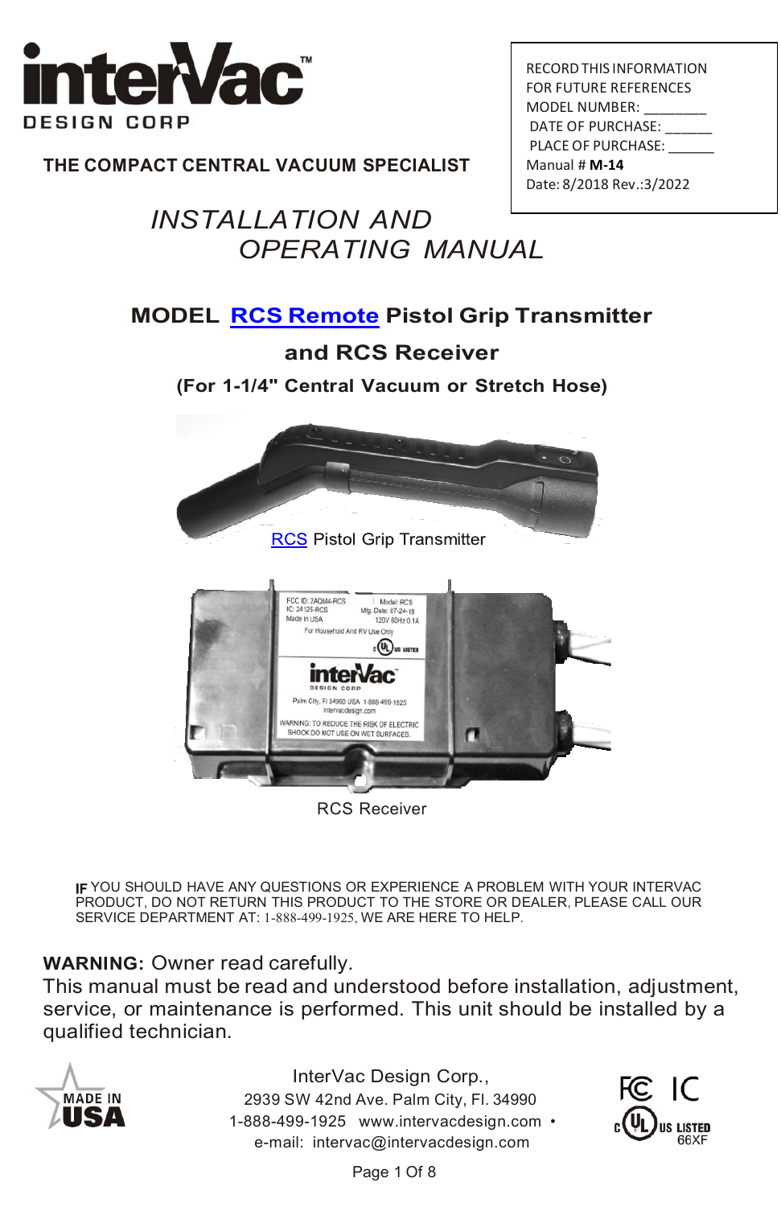**interVac™**
**DESIGN CORP**

**THE COMPACT CENTRAL VACUUM SPECIALIST**

RECORD THIS INFORMATION
FOR FUTURE REFERENCES
MODEL NUMBER: ________
DATE OF PURCHASE: ______
PLACE OF PURCHASE: ______
Manual # **M-14**
Date: 8/2018 Rev.:3/2022

# *INSTALLATION AND OPERATING MANUAL*

## MODEL RCS Remote Pistol Grip Transmitter and RCS Receiver

### (For 1-1/4" Central Vacuum or Stretch Hose)

RCS Pistol Grip Transmitter

RCS Receiver

IF YOU SHOULD HAVE ANY QUESTIONS OR EXPERIENCE A PROBLEM WITH YOUR INTERVAC PRODUCT, DO NOT RETURN THIS PRODUCT TO THE STORE OR DEALER, PLEASE CALL OUR SERVICE DEPARTMENT AT: 1-888-499-1925, WE ARE HERE TO HELP.

**WARNING:** Owner read carefully.
This manual must be read and understood before installation, adjustment, service, or maintenance is performed. This unit should be installed by a qualified technician.

MADE IN USA

InterVac Design Corp.,
2939 SW 42nd Ave. Palm City, Fl. 34990
1-888-499-1925 www.intervacdesign.com •
e-mail: intervac@intervacdesign.com

FC IC
c UL US LISTED
66XF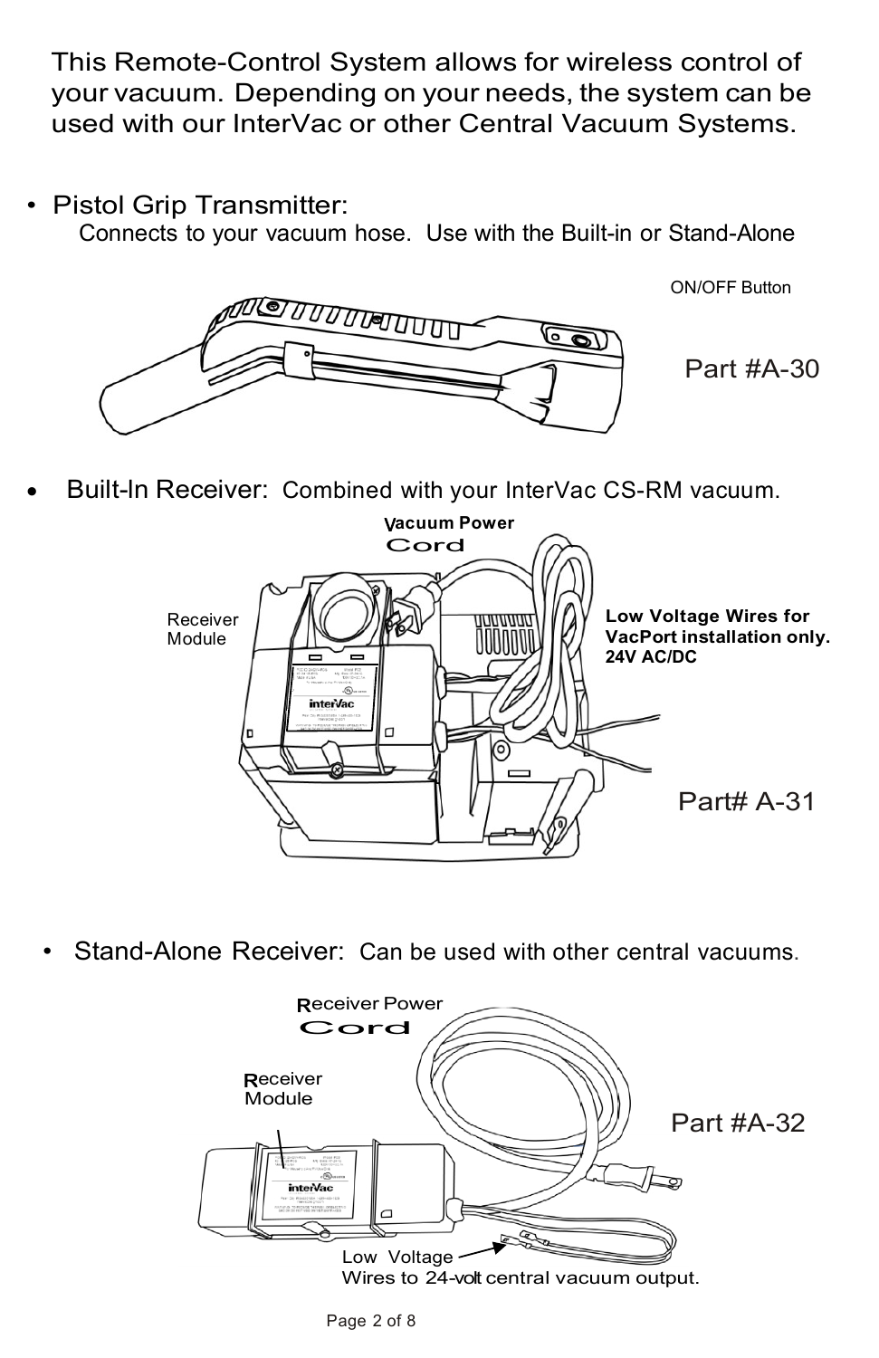This Remote-Control System allows for wireless control of your vacuum. Depending on your needs, the system can be used with our InterVac or other Central Vacuum Systems.

- **Pistol Grip Transmitter:**
  Connects to your vacuum hose. Use with the Built-in or Stand-Alone

ON/OFF Button

Part #A-30

- **Built-In Receiver:** Combined with your InterVac CS-RM vacuum.

Vacuum Power Cord

Receiver Module

**Low Voltage Wires for VacPort installation only. 24V AC/DC**

Part# A-31

- **Stand-Alone Receiver:** Can be used with other central vacuums.

Receiver Power Cord

Receiver Module

Part #A-32

Low Voltage Wires to 24-volt central vacuum output.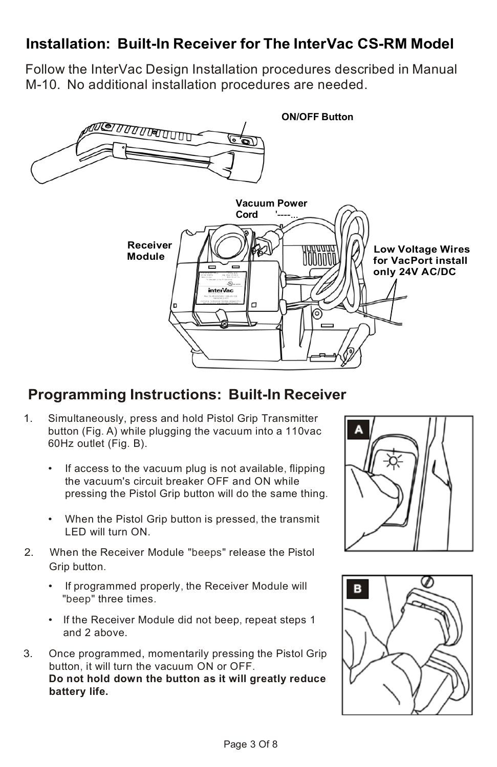## Installation: Built-In Receiver for The InterVac CS-RM Model

Follow the InterVac Design Installation procedures described in Manual M-10. No additional installation procedures are needed.

**ON/OFF Button**

**Vacuum Power Cord**

**Receiver Module**

**Low Voltage Wires for VacPort install only 24V AC/DC**

## Programming Instructions: Built-In Receiver

1. Simultaneously, press and hold Pistol Grip Transmitter button (Fig. A) while plugging the vacuum into a 110vac 60Hz outlet (Fig. B).
   - If access to the vacuum plug is not available, flipping the vacuum's circuit breaker OFF and ON while pressing the Pistol Grip button will do the same thing.
   - When the Pistol Grip button is pressed, the transmit LED will turn ON.
2. When the Receiver Module "beeps" release the Pistol Grip button.
   - If programmed properly, the Receiver Module will "beep" three times.
   - If the Receiver Module did not beep, repeat steps 1 and 2 above.
3. Once programmed, momentarily pressing the Pistol Grip button, it will turn the vacuum ON or OFF.
   **Do not hold down the button as it will greatly reduce battery life.**

A

B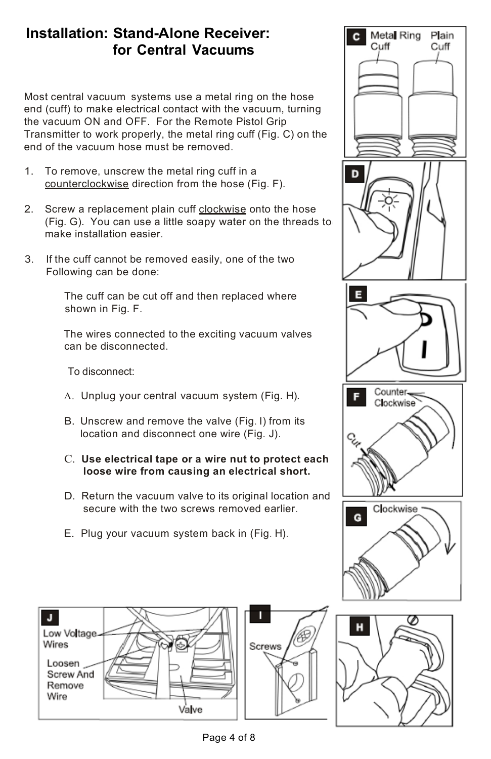# Installation: Stand-Alone Receiver: for Central Vacuums

Most central vacuum systems use a metal ring on the hose end (cuff) to make electrical contact with the vacuum, turning the vacuum ON and OFF. For the Remote Pistol Grip Transmitter to work properly, the metal ring cuff (Fig. C) on the end of the vacuum hose must be removed.

1. To remove, unscrew the metal ring cuff in a counterclockwise direction from the hose (Fig. F).

2. Screw a replacement plain cuff clockwise onto the hose (Fig. G). You can use a little soapy water on the threads to make installation easier.

3. If the cuff cannot be removed easily, one of the two Following can be done:

   The cuff can be cut off and then replaced where shown in Fig. F.

   The wires connected to the exciting vacuum valves can be disconnected.

   To disconnect:

   A. Unplug your central vacuum system (Fig. H).

   B. Unscrew and remove the valve (Fig. I) from its location and disconnect one wire (Fig. J).

   **C. Use electrical tape or a wire nut to protect each loose wire from causing an electrical short.**

   D. Return the vacuum valve to its original location and secure with the two screws removed earlier.

   E. Plug your vacuum system back in (Fig. H).

C — Metal Ring Cuff, Plain Cuff

D

E

F — Counter Clockwise, Cut

G — Clockwise

J — Low Voltage Wires, Loosen Screw And Remove Wire, Valve

I — Screws

H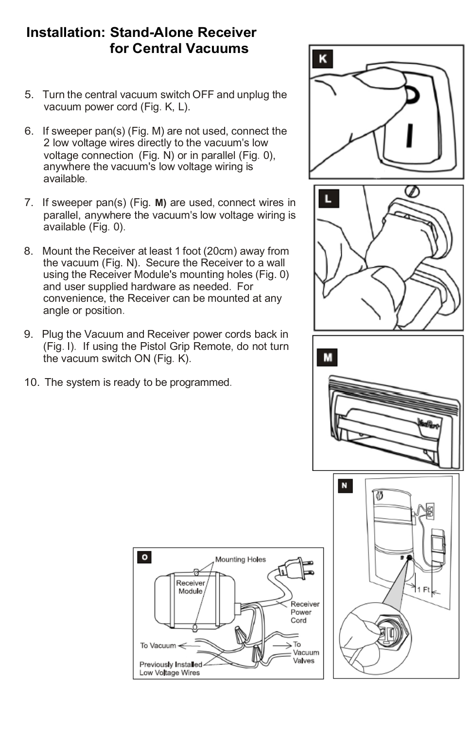# Installation: Stand-Alone Receiver for Central Vacuums

5. Turn the central vacuum switch OFF and unplug the vacuum power cord (Fig. K, L).

6. If sweeper pan(s) (Fig. M) are not used, connect the 2 low voltage wires directly to the vacuum's low voltage connection (Fig. N) or in parallel (Fig. 0), anywhere the vacuum's low voltage wiring is available.

7. If sweeper pan(s) (Fig. **M)** are used, connect wires in parallel, anywhere the vacuum's low voltage wiring is available (Fig. 0).

8. Mount the Receiver at least 1 foot (20cm) away from the vacuum (Fig. N). Secure the Receiver to a wall using the Receiver Module's mounting holes (Fig. 0) and user supplied hardware as needed. For convenience, the Receiver can be mounted at any angle or position.

9. Plug the Vacuum and Receiver power cords back in (Fig. I). If using the Pistol Grip Remote, do not turn the vacuum switch ON (Fig. K).

10. The system is ready to be programmed.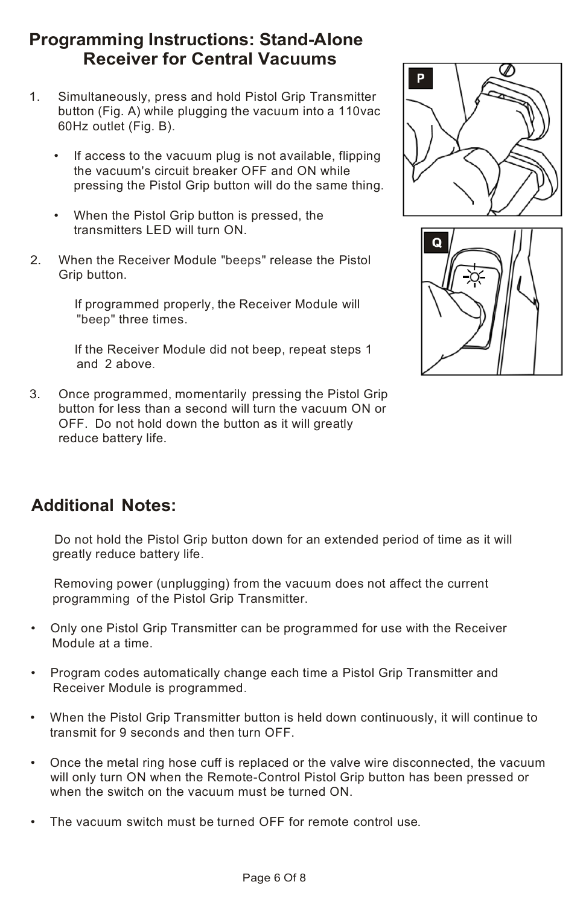# Programming Instructions: Stand-Alone Receiver for Central Vacuums

1. Simultaneously, press and hold Pistol Grip Transmitter button (Fig. A) while plugging the vacuum into a 110vac 60Hz outlet (Fig. B).

   - If access to the vacuum plug is not available, flipping the vacuum's circuit breaker OFF and ON while pressing the Pistol Grip button will do the same thing.

   - When the Pistol Grip button is pressed, the transmitters LED will turn ON.

2. When the Receiver Module "beeps" release the Pistol Grip button.

   If programmed properly, the Receiver Module will "beep" three times.

   If the Receiver Module did not beep, repeat steps 1 and 2 above.

3. Once programmed, momentarily pressing the Pistol Grip button for less than a second will turn the vacuum ON or OFF. Do not hold down the button as it will greatly reduce battery life.

P

Q

## Additional Notes:

Do not hold the Pistol Grip button down for an extended period of time as it will greatly reduce battery life.

Removing power (unplugging) from the vacuum does not affect the current programming of the Pistol Grip Transmitter.

- Only one Pistol Grip Transmitter can be programmed for use with the Receiver Module at a time.

- Program codes automatically change each time a Pistol Grip Transmitter and Receiver Module is programmed.

- When the Pistol Grip Transmitter button is held down continuously, it will continue to transmit for 9 seconds and then turn OFF.

- Once the metal ring hose cuff is replaced or the valve wire disconnected, the vacuum will only turn ON when the Remote-Control Pistol Grip button has been pressed or when the switch on the vacuum must be turned ON.

- The vacuum switch must be turned OFF for remote control use.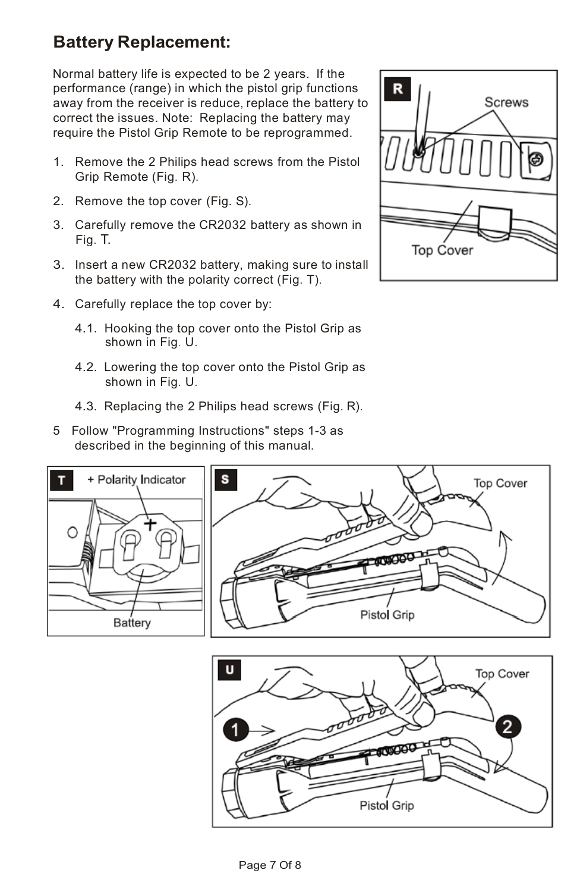## Battery Replacement:

Normal battery life is expected to be 2 years. If the performance (range) in which the pistol grip functions away from the receiver is reduce, replace the battery to correct the issues. Note: Replacing the battery may require the Pistol Grip Remote to be reprogrammed.

1. Remove the 2 Philips head screws from the Pistol Grip Remote (Fig. R).
2. Remove the top cover (Fig. S).
3. Carefully remove the CR2032 battery as shown in Fig. T.
3. Insert a new CR2032 battery, making sure to install the battery with the polarity correct (Fig. T).
4. Carefully replace the top cover by:
   - 4.1. Hooking the top cover onto the Pistol Grip as shown in Fig. U.
   - 4.2. Lowering the top cover onto the Pistol Grip as shown in Fig. U.
   - 4.3. Replacing the 2 Philips head screws (Fig. R).
5. Follow "Programming Instructions" steps 1-3 as described in the beginning of this manual.

R — Screws, Top Cover

T — + Polarity Indicator, Battery

S — Top Cover, Pistol Grip

U — 1, 2, Top Cover, Pistol Grip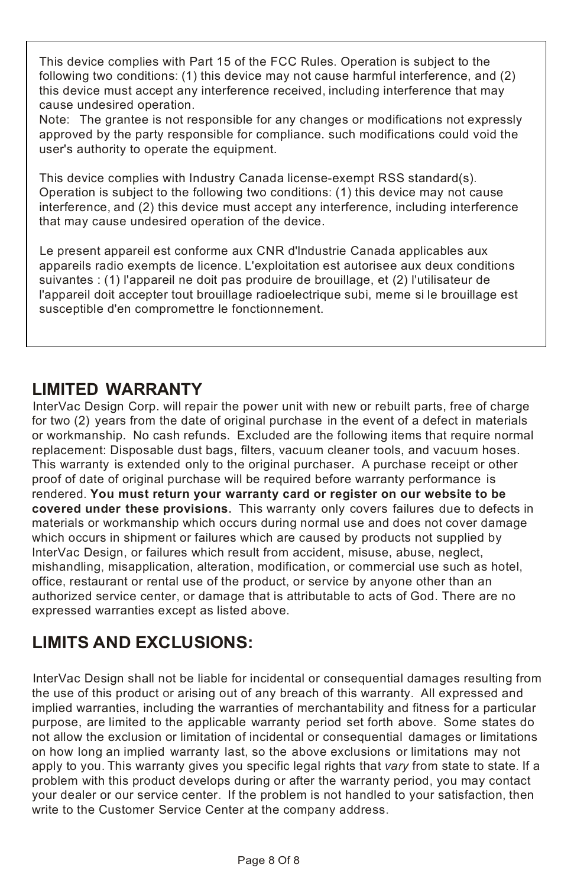This device complies with Part 15 of the FCC Rules. Operation is subject to the following two conditions: (1) this device may not cause harmful interference, and (2) this device must accept any interference received, including interference that may cause undesired operation.
Note: The grantee is not responsible for any changes or modifications not expressly approved by the party responsible for compliance. such modifications could void the user's authority to operate the equipment.

This device complies with Industry Canada license-exempt RSS standard(s). Operation is subject to the following two conditions: (1) this device may not cause interference, and (2) this device must accept any interference, including interference that may cause undesired operation of the device.

Le present appareil est conforme aux CNR d'Industrie Canada applicables aux appareils radio exempts de licence. L'exploitation est autorisee aux deux conditions suivantes : (1) l'appareil ne doit pas produire de brouillage, et (2) l'utilisateur de l'appareil doit accepter tout brouillage radioelectrique subi, meme si le brouillage est susceptible d'en compromettre le fonctionnement.

## LIMITED WARRANTY

InterVac Design Corp. will repair the power unit with new or rebuilt parts, free of charge for two (2) years from the date of original purchase in the event of a defect in materials or workmanship. No cash refunds. Excluded are the following items that require normal replacement: Disposable dust bags, filters, vacuum cleaner tools, and vacuum hoses. This warranty is extended only to the original purchaser. A purchase receipt or other proof of date of original purchase will be required before warranty performance is rendered. **You must return your warranty card or register on our website to be covered under these provisions.** This warranty only covers failures due to defects in materials or workmanship which occurs during normal use and does not cover damage which occurs in shipment or failures which are caused by products not supplied by InterVac Design, or failures which result from accident, misuse, abuse, neglect, mishandling, misapplication, alteration, modification, or commercial use such as hotel, office, restaurant or rental use of the product, or service by anyone other than an authorized service center, or damage that is attributable to acts of God. There are no expressed warranties except as listed above.

## LIMITS AND EXCLUSIONS:

InterVac Design shall not be liable for incidental or consequential damages resulting from the use of this product or arising out of any breach of this warranty. All expressed and implied warranties, including the warranties of merchantability and fitness for a particular purpose, are limited to the applicable warranty period set forth above. Some states do not allow the exclusion or limitation of incidental or consequential damages or limitations on how long an implied warranty last, so the above exclusions or limitations may not apply to you. This warranty gives you specific legal rights that *vary* from state to state. If a problem with this product develops during or after the warranty period, you may contact your dealer or our service center. If the problem is not handled to your satisfaction, then write to the Customer Service Center at the company address.